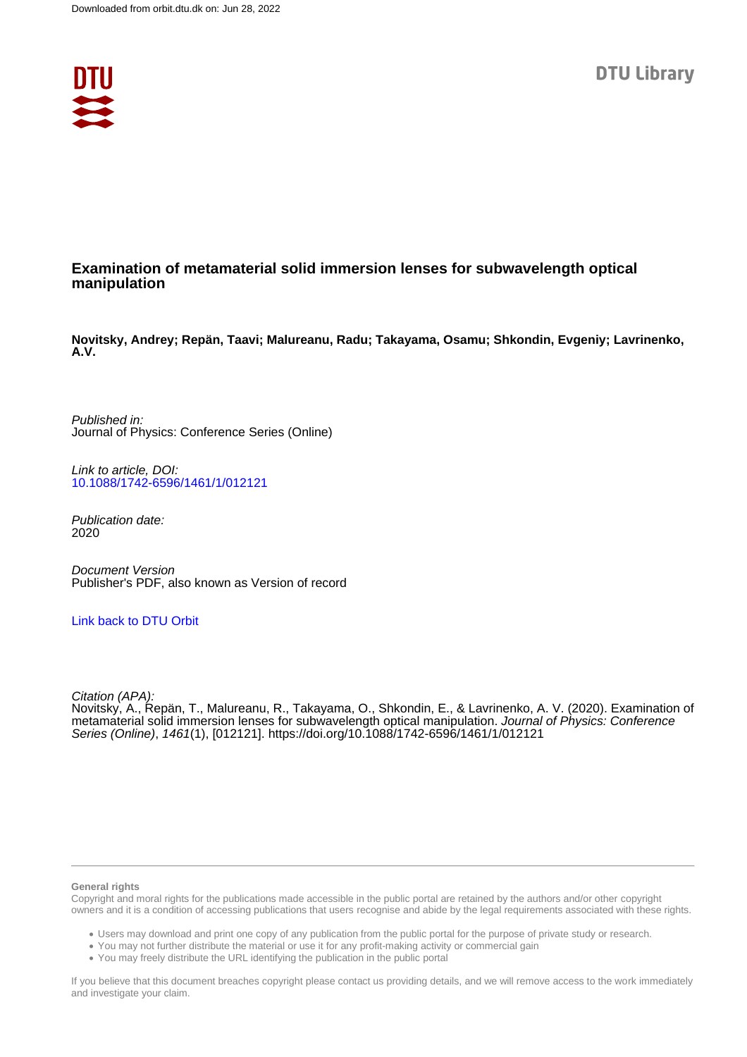Downloaded from orbit.dtu.dk on: Jun 28, 2022

DTU Library

# Examination of metamaterial solid immersion lenses for subwavelength optical manipulation

**Novitsky, Andrey; Repän, Taavi; Malureanu, Radu; Takayama, Osamu; Shkondin, Evgeniy; Lavrinenko, A.V.**

*Published in:*
Journal of Physics: Conference Series (Online)

*Link to article, DOI:*
10.1088/1742-6596/1461/1/012121

*Publication date:*
2020

*Document Version*
Publisher's PDF, also known as Version of record

Link back to DTU Orbit

*Citation (APA):*
Novitsky, A., Repän, T., Malureanu, R., Takayama, O., Shkondin, E., & Lavrinenko, A. V. (2020). Examination of metamaterial solid immersion lenses for subwavelength optical manipulation. *Journal of Physics: Conference Series (Online)*, *1461*(1), [012121]. https://doi.org/10.1088/1742-6596/1461/1/012121

**General rights**

Copyright and moral rights for the publications made accessible in the public portal are retained by the authors and/or other copyright owners and it is a condition of accessing publications that users recognise and abide by the legal requirements associated with these rights.

- Users may download and print one copy of any publication from the public portal for the purpose of private study or research.
- You may not further distribute the material or use it for any profit-making activity or commercial gain
- You may freely distribute the URL identifying the publication in the public portal

If you believe that this document breaches copyright please contact us providing details, and we will remove access to the work immediately and investigate your claim.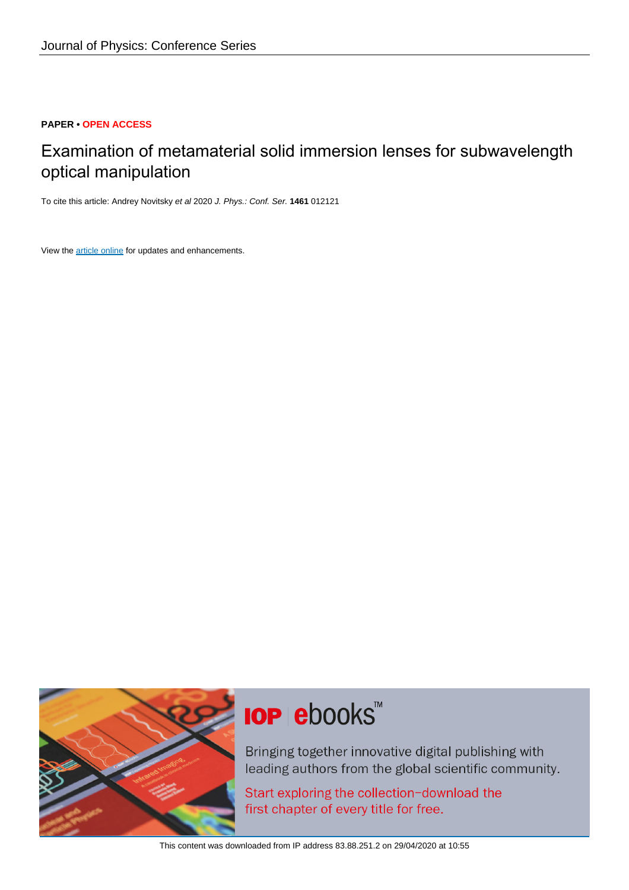Journal of Physics: Conference Series

**PAPER • OPEN ACCESS**

# Examination of metamaterial solid immersion lenses for subwavelength optical manipulation

To cite this article: Andrey Novitsky *et al* 2020 *J. Phys.: Conf. Ser.* **1461** 012121

View the article online for updates and enhancements.

IOP ebooks™

Bringing together innovative digital publishing with leading authors from the global scientific community.

Start exploring the collection–download the first chapter of every title for free.

This content was downloaded from IP address 83.88.251.2 on 29/04/2020 at 10:55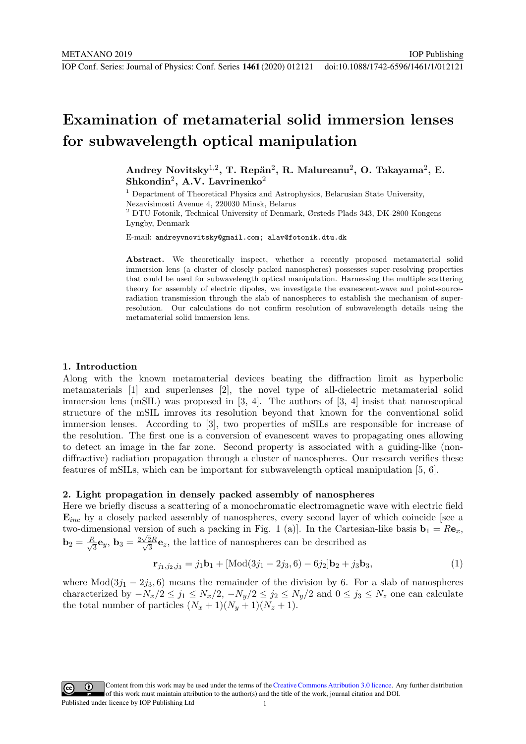# Examination of metamaterial solid immersion lenses for subwavelength optical manipulation

**Andrey Novitsky**[1,2], **T. Repän**[2], **R. Malureanu**[2], **O. Takayama**[2], **E. Shkondin**[2], **A.V. Lavrinenko**[2]

[1] Department of Theoretical Physics and Astrophysics, Belarusian State University, Nezavisimosti Avenue 4, 220030 Minsk, Belarus

[2] DTU Fotonik, Technical University of Denmark, Ørsteds Plads 343, DK-2800 Kongens Lyngby, Denmark

E-mail: andreyvnovitsky@gmail.com; alav@fotonik.dtu.dk

**Abstract.** We theoretically inspect, whether a recently proposed metamaterial solid immersion lens (a cluster of closely packed nanospheres) possesses super-resolving properties that could be used for subwavelength optical manipulation. Harnessing the multiple scattering theory for assembly of electric dipoles, we investigate the evanescent-wave and point-source-radiation transmission through the slab of nanospheres to establish the mechanism of super-resolution. Our calculations do not confirm resolution of subwavelength details using the metamaterial solid immersion lens.

## 1. Introduction

Along with the known metamaterial devices beating the diffraction limit as hyperbolic metamaterials [1] and superlenses [2], the novel type of all-dielectric metamaterial solid immersion lens (mSIL) was proposed in [3, 4]. The authors of [3, 4] insist that nanoscopical structure of the mSIL imroves its resolution beyond that known for the conventional solid immersion lenses. According to [3], two properties of mSILs are responsible for increase of the resolution. The first one is a conversion of evanescent waves to propagating ones allowing to detect an image in the far zone. Second property is associated with a guiding-like (non-diffractive) radiation propagation through a cluster of nanospheres. Our research verifies these features of mSILs, which can be important for subwavelength optical manipulation [5, 6].

## 2. Light propagation in densely packed assembly of nanospheres

Here we briefly discuss a scattering of a monochromatic electromagnetic wave with electric field $\mathbf{E}_{inc}$ by a closely packed assembly of nanospheres, every second layer of which coincide [see a two-dimensional version of such a packing in Fig. 1 (a)]. In the Cartesian-like basis $\mathbf{b}_1 = R\mathbf{e}_x$, $\mathbf{b}_2 = \frac{R}{\sqrt{3}}\mathbf{e}_y$, $\mathbf{b}_3 = \frac{2\sqrt{2}R}{\sqrt{3}}\mathbf{e}_z$, the lattice of nanospheres can be described as

$$\mathbf{r}_{j_1,j_2,j_3} = j_1\mathbf{b}_1 + [\mathrm{Mod}(3j_1 - 2j_3, 6) - 6j_2]\mathbf{b}_2 + j_3\mathbf{b}_3, \tag{1}$$

where $\mathrm{Mod}(3j_1 - 2j_3, 6)$ means the remainder of the division by 6. For a slab of nanospheres characterized by $-N_x/2 \leq j_1 \leq N_x/2$, $-N_y/2 \leq j_2 \leq N_y/2$ and $0 \leq j_3 \leq N_z$ one can calculate the total number of particles $(N_x + 1)(N_y + 1)(N_z + 1)$.

Content from this work may be used under the terms of the Creative Commons Attribution 3.0 licence. Any further distribution of this work must maintain attribution to the author(s) and the title of the work, journal citation and DOI.
Published under licence by IOP Publishing Ltd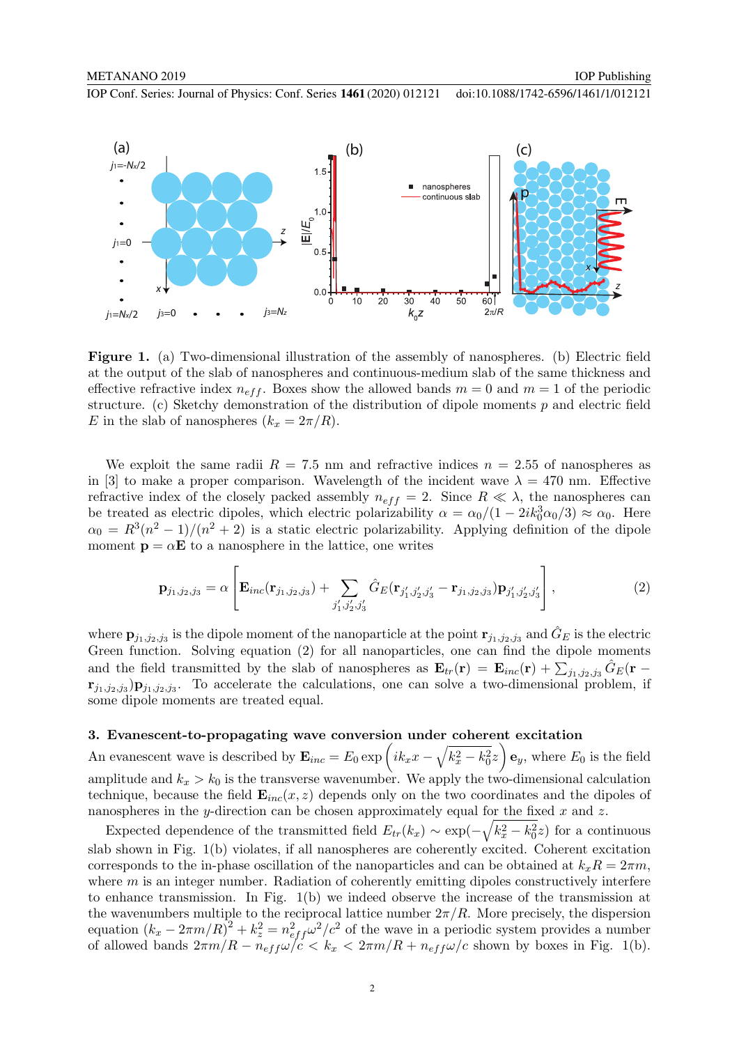(a)

$j_1$=-$N_x$/2

$j_1$=0

$j_1$=$N_x$/2

$j_3$=0

$j_3$=$N_z$

z

x

(b)

|E|/$E_0$

1.5

1.0

0.5

0.0

0 10 20 30 40 50 60

$k_0z$

$2\pi/R$

nanospheres

continuous slab

(c)

p

E

x

z

**Figure 1.** (a) Two-dimensional illustration of the assembly of nanospheres. (b) Electric field at the output of the slab of nanospheres and continuous-medium slab of the same thickness and effective refractive index $n_{eff}$. Boxes show the allowed bands $m = 0$ and $m = 1$ of the periodic structure. (c) Sketchy demonstration of the distribution of dipole moments $p$ and electric field $E$ in the slab of nanospheres ($k_x = 2\pi/R$).

We exploit the same radii $R = 7.5$ nm and refractive indices $n = 2.55$ of nanospheres as in [3] to make a proper comparison. Wavelength of the incident wave $\lambda = 470$ nm. Effective refractive index of the closely packed assembly $n_{eff} = 2$. Since $R \ll \lambda$, the nanospheres can be treated as electric dipoles, which electric polarizability $\alpha = \alpha_0/(1 - 2ik_0^3\alpha_0/3) \approx \alpha_0$. Here $\alpha_0 = R^3(n^2 - 1)/(n^2 + 2)$ is a static electric polarizability. Applying definition of the dipole moment $\mathbf{p} = \alpha\mathbf{E}$ to a nanosphere in the lattice, one writes

$$\mathbf{p}_{j_1,j_2,j_3} = \alpha \left[ \mathbf{E}_{inc}(\mathbf{r}_{j_1,j_2,j_3}) + \sum_{j_1',j_2',j_3'} \hat{G}_E(\mathbf{r}_{j_1',j_2',j_3'} - \mathbf{r}_{j_1,j_2,j_3})\mathbf{p}_{j_1',j_2',j_3'} \right], \tag{2}$$

where $\mathbf{p}_{j_1,j_2,j_3}$ is the dipole moment of the nanoparticle at the point $\mathbf{r}_{j_1,j_2,j_3}$ and $\hat{G}_E$ is the electric Green function. Solving equation (2) for all nanoparticles, one can find the dipole moments and the field transmitted by the slab of nanospheres as $\mathbf{E}_{tr}(\mathbf{r}) = \mathbf{E}_{inc}(\mathbf{r}) + \sum_{j_1,j_2,j_3} \hat{G}_E(\mathbf{r} - \mathbf{r}_{j_1,j_2,j_3})\mathbf{p}_{j_1,j_2,j_3}$. To accelerate the calculations, one can solve a two-dimensional problem, if some dipole moments are treated equal.

## 3. Evanescent-to-propagating wave conversion under coherent excitation

An evanescent wave is described by $\mathbf{E}_{inc} = E_0 \exp\left(ik_x x - \sqrt{k_x^2 - k_0^2}z\right)\mathbf{e}_y$, where $E_0$ is the field amplitude and $k_x > k_0$ is the transverse wavenumber. We apply the two-dimensional calculation technique, because the field $\mathbf{E}_{inc}(x, z)$ depends only on the two coordinates and the dipoles of nanospheres in the $y$-direction can be chosen approximately equal for the fixed $x$ and $z$.

Expected dependence of the transmitted field $E_{tr}(k_x) \sim \exp(-\sqrt{k_x^2 - k_0^2}z)$ for a continuous slab shown in Fig. 1(b) violates, if all nanospheres are coherently excited. Coherent excitation corresponds to the in-phase oscillation of the nanoparticles and can be obtained at $k_xR = 2\pi m$, where $m$ is an integer number. Radiation of coherently emitting dipoles constructively interfere to enhance transmission. In Fig. 1(b) we indeed observe the increase of the transmission at the wavenumbers multiple to the reciprocal lattice number $2\pi/R$. More precisely, the dispersion equation $(k_x - 2\pi m/R)^2 + k_z^2 = n_{eff}^2\omega^2/c^2$ of the wave in a periodic system provides a number of allowed bands $2\pi m/R - n_{eff}\omega/c < k_x < 2\pi m/R + n_{eff}\omega/c$ shown by boxes in Fig. 1(b).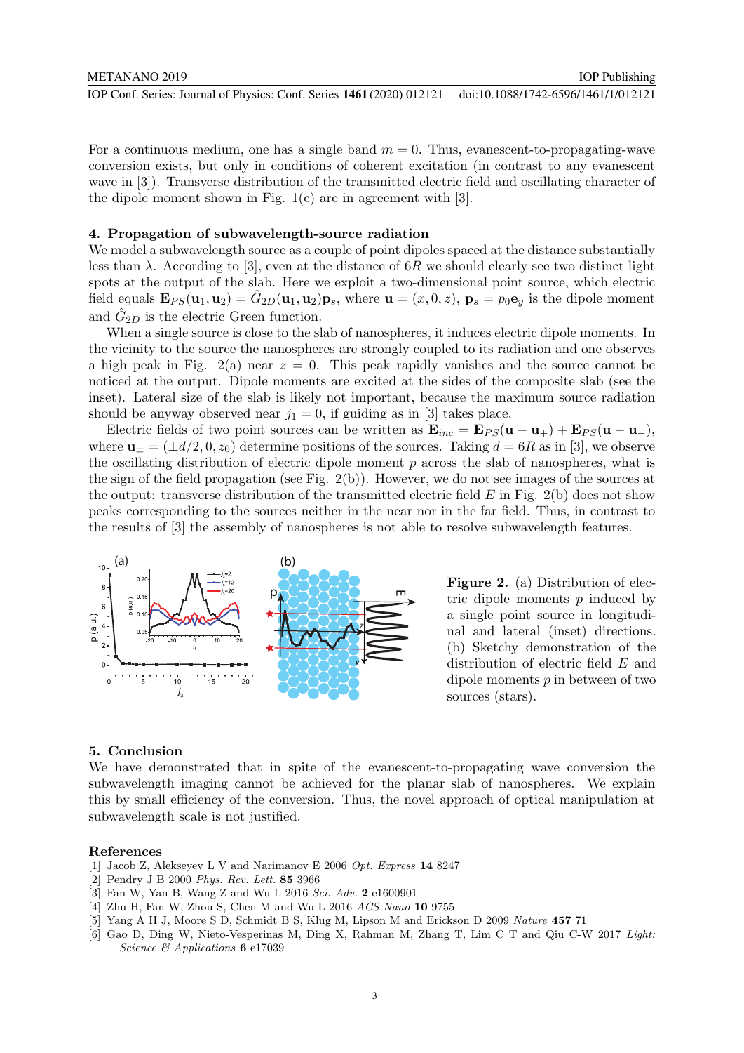For a continuous medium, one has a single band $m = 0$. Thus, evanescent-to-propagating-wave conversion exists, but only in conditions of coherent excitation (in contrast to any evanescent wave in [3]). Transverse distribution of the transmitted electric field and oscillating character of the dipole moment shown in Fig. 1(c) are in agreement with [3].

## 4. Propagation of subwavelength-source radiation

We model a subwavelength source as a couple of point dipoles spaced at the distance substantially less than $\lambda$. According to [3], even at the distance of $6R$ we should clearly see two distinct light spots at the output of the slab. Here we exploit a two-dimensional point source, which electric field equals $\mathbf{E}_{PS}(\mathbf{u}_1, \mathbf{u}_2) = \hat{G}_{2D}(\mathbf{u}_1, \mathbf{u}_2)\mathbf{p}_s$, where $\mathbf{u} = (x, 0, z)$, $\mathbf{p}_s = p_0\mathbf{e}_y$ is the dipole moment and $\hat{G}_{2D}$ is the electric Green function.

When a single source is close to the slab of nanospheres, it induces electric dipole moments. In the vicinity to the source the nanospheres are strongly coupled to its radiation and one observes a high peak in Fig. 2(a) near $z = 0$. This peak rapidly vanishes and the source cannot be noticed at the output. Dipole moments are excited at the sides of the composite slab (see the inset). Lateral size of the slab is likely not important, because the maximum source radiation should be anyway observed near $j_1 = 0$, if guiding as in [3] takes place.

Electric fields of two point sources can be written as $\mathbf{E}_{inc} = \mathbf{E}_{PS}(\mathbf{u} - \mathbf{u}_+) + \mathbf{E}_{PS}(\mathbf{u} - \mathbf{u}_-)$, where $\mathbf{u}_\pm = (\pm d/2, 0, z_0)$ determine positions of the sources. Taking $d = 6R$ as in [3], we observe the oscillating distribution of electric dipole moment $p$ across the slab of nanospheres, what is the sign of the field propagation (see Fig. 2(b)). However, we do not see images of the sources at the output: transverse distribution of the transmitted electric field $E$ in Fig. 2(b) does not show peaks corresponding to the sources neither in the near nor in the far field. Thus, in contrast to the results of [3] the assembly of nanospheres is not able to resolve subwavelength features.

(a)
p (a.u.)
$j_3$
p (a.u.)
$j_1$
$j_3$=2
$j_3$=12
$j_3$=20
(b)
p
E
z
x

**Figure 2.** (a) Distribution of electric dipole moments $p$ induced by a single point source in longitudinal and lateral (inset) directions. (b) Sketchy demonstration of the distribution of electric field $E$ and dipole moments $p$ in between of two sources (stars).

## 5. Conclusion

We have demonstrated that in spite of the evanescent-to-propagating wave conversion the subwavelength imaging cannot be achieved for the planar slab of nanospheres. We explain this by small efficiency of the conversion. Thus, the novel approach of optical manipulation at subwavelength scale is not justified.

## References

[1] Jacob Z, Alekseyev L V and Narimanov E 2006 *Opt. Express* **14** 8247
[2] Pendry J B 2000 *Phys. Rev. Lett.* **85** 3966
[3] Fan W, Yan B, Wang Z and Wu L 2016 *Sci. Adv.* **2** e1600901
[4] Zhu H, Fan W, Zhou S, Chen M and Wu L 2016 *ACS Nano* **10** 9755
[5] Yang A H J, Moore S D, Schmidt B S, Klug M, Lipson M and Erickson D 2009 *Nature* **457** 71
[6] Gao D, Ding W, Nieto-Vesperinas M, Ding X, Rahman M, Zhang T, Lim C T and Qiu C-W 2017 *Light: Science & Applications* **6** e17039